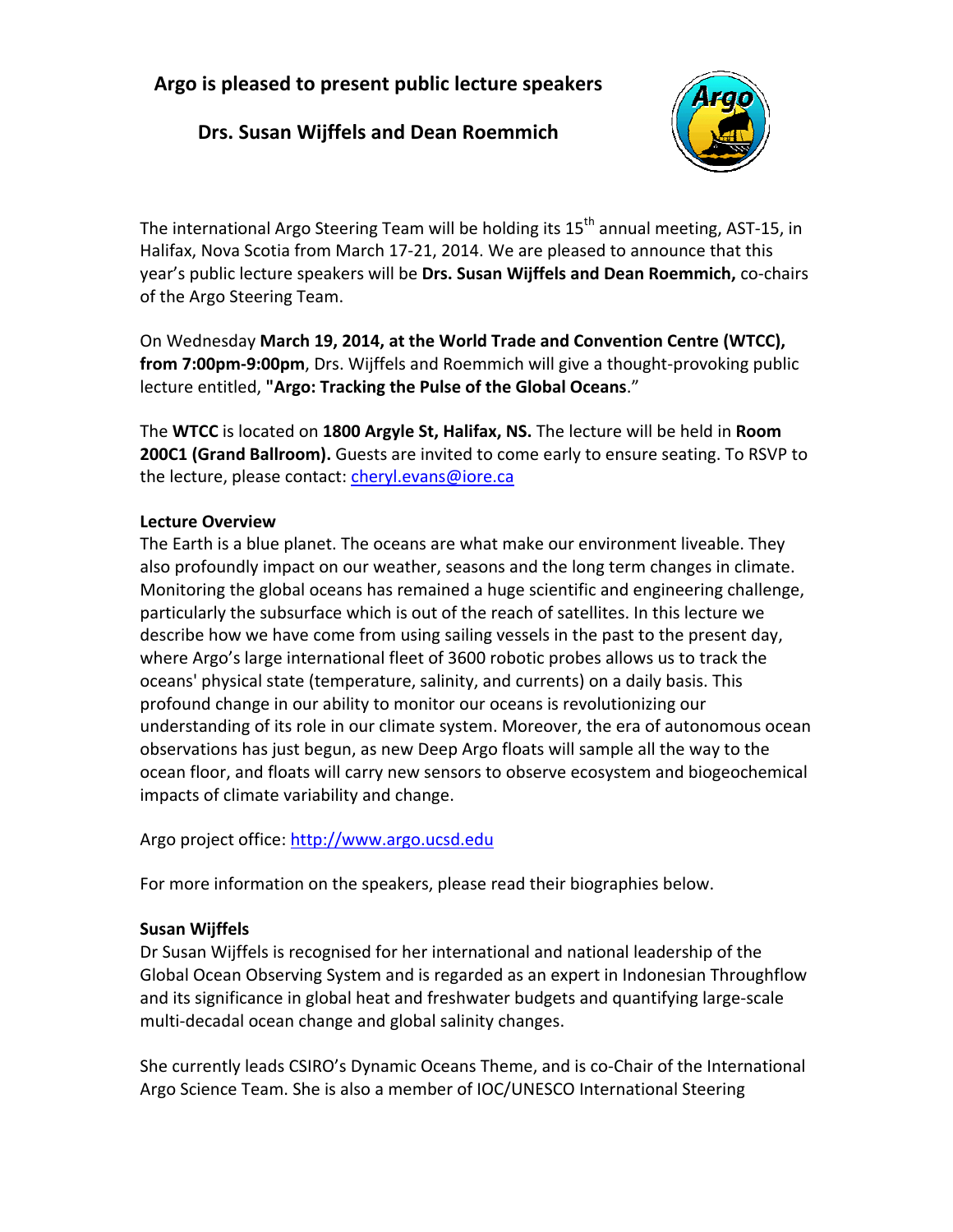# Argo is pleased to present public lecture speakers

## Drs. Susan Wijffels and Dean Roemmich

The international Argo Steering Team will be holding its 15th annual meeting, AST-15, in Halifax, Nova Scotia from March 17-21, 2014. We are pleased to announce that this year's public lecture speakers will be **Drs. Susan Wijffels and Dean Roemmich,** co-chairs of the Argo Steering Team.

On Wednesday **March 19, 2014, at the World Trade and Convention Centre (WTCC), from 7:00pm-9:00pm**, Drs. Wijffels and Roemmich will give a thought-provoking public lecture entitled, **"Argo: Tracking the Pulse of the Global Oceans**."

The **WTCC** is located on **1800 Argyle St, Halifax, NS.** The lecture will be held in **Room 200C1 (Grand Ballroom).** Guests are invited to come early to ensure seating. To RSVP to the lecture, please contact: cheryl.evans@iore.ca

**Lecture Overview**

The Earth is a blue planet. The oceans are what make our environment liveable. They also profoundly impact on our weather, seasons and the long term changes in climate. Monitoring the global oceans has remained a huge scientific and engineering challenge, particularly the subsurface which is out of the reach of satellites. In this lecture we describe how we have come from using sailing vessels in the past to the present day, where Argo's large international fleet of 3600 robotic probes allows us to track the oceans' physical state (temperature, salinity, and currents) on a daily basis. This profound change in our ability to monitor our oceans is revolutionizing our understanding of its role in our climate system. Moreover, the era of autonomous ocean observations has just begun, as new Deep Argo floats will sample all the way to the ocean floor, and floats will carry new sensors to observe ecosystem and biogeochemical impacts of climate variability and change.

Argo project office: http://www.argo.ucsd.edu

For more information on the speakers, please read their biographies below.

**Susan Wijffels**

Dr Susan Wijffels is recognised for her international and national leadership of the Global Ocean Observing System and is regarded as an expert in Indonesian Throughflow and its significance in global heat and freshwater budgets and quantifying large-scale multi-decadal ocean change and global salinity changes.

She currently leads CSIRO's Dynamic Oceans Theme, and is co-Chair of the International Argo Science Team. She is also a member of IOC/UNESCO International Steering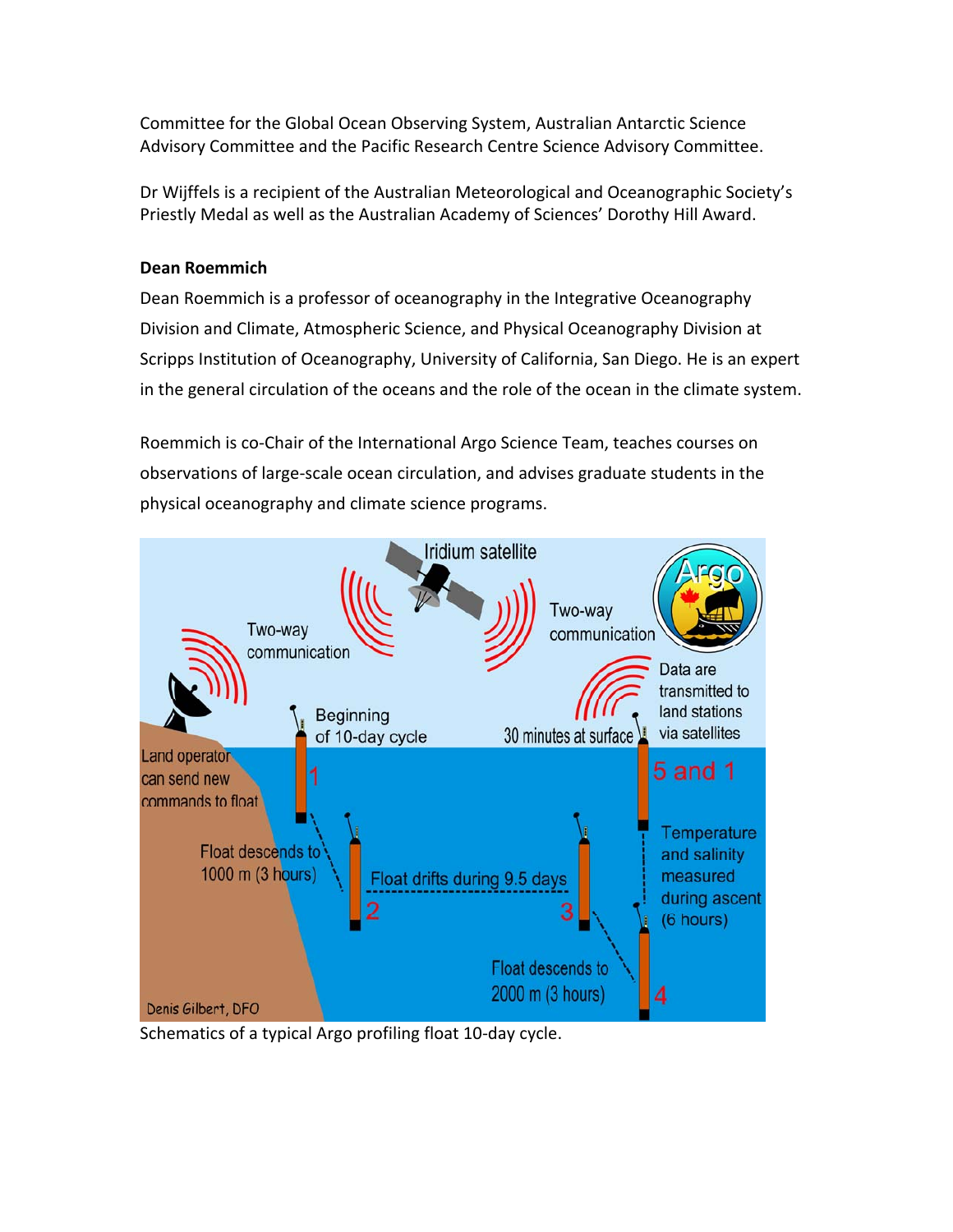Committee for the Global Ocean Observing System, Australian Antarctic Science Advisory Committee and the Pacific Research Centre Science Advisory Committee.

Dr Wijffels is a recipient of the Australian Meteorological and Oceanographic Society's Priestly Medal as well as the Australian Academy of Sciences' Dorothy Hill Award.

**Dean Roemmich**

Dean Roemmich is a professor of oceanography in the Integrative Oceanography Division and Climate, Atmospheric Science, and Physical Oceanography Division at Scripps Institution of Oceanography, University of California, San Diego. He is an expert in the general circulation of the oceans and the role of the ocean in the climate system.

Roemmich is co-Chair of the International Argo Science Team, teaches courses on observations of large-scale ocean circulation, and advises graduate students in the physical oceanography and climate science programs.

Iridium satellite

Two-way communication

Two-way communication

Argo

Data are transmitted to land stations via satellites

Beginning of 10-day cycle

30 minutes at surface

Land operator can send new commands to float

1

5 and 1

Float descends to 1000 m (3 hours)

Float drifts during 9.5 days

2

3

Temperature and salinity measured during ascent (6 hours)

Float descends to 2000 m (3 hours)

4

Denis Gilbert, DFO

Schematics of a typical Argo profiling float 10-day cycle.